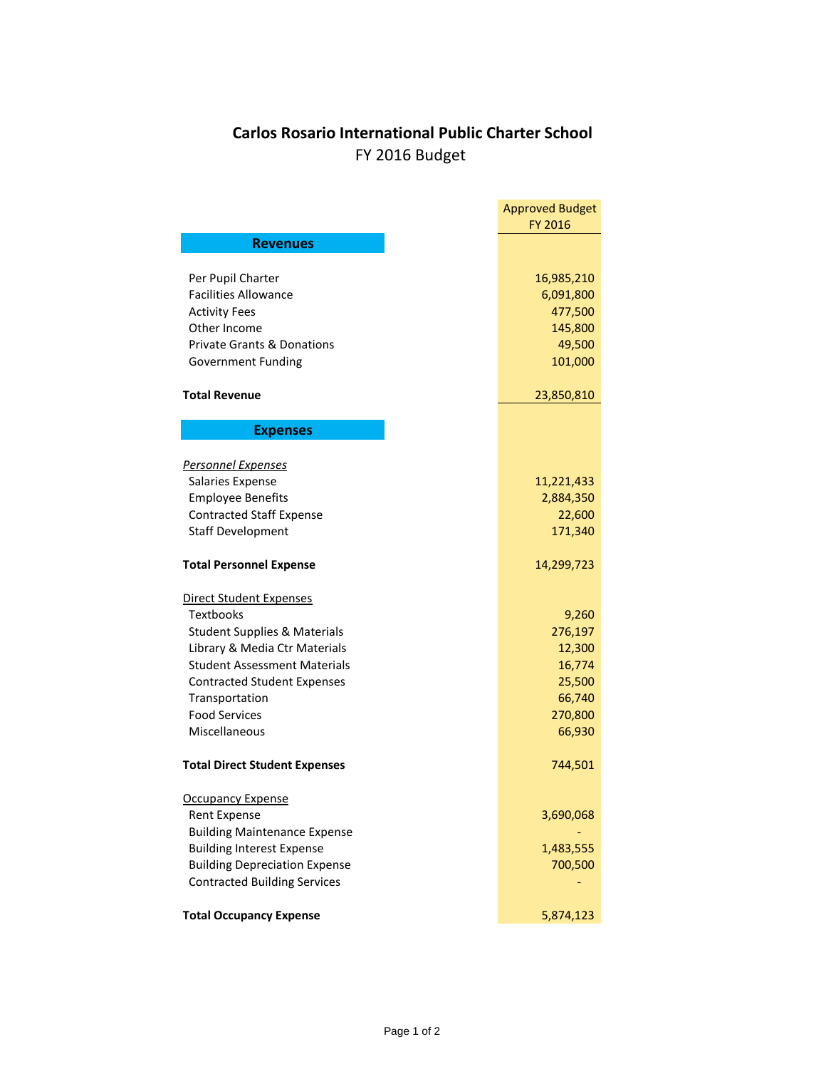# Carlos Rosario International Public Charter School

## FY 2016 Budget

| | Approved Budget FY 2016 |
|---|---|
| **Revenues** | |
| Per Pupil Charter | 16,985,210 |
| Facilities Allowance | 6,091,800 |
| Activity Fees | 477,500 |
| Other Income | 145,800 |
| Private Grants & Donations | 49,500 |
| Government Funding | 101,000 |
| **Total Revenue** | 23,850,810 |
| **Expenses** | |
| *Personnel Expenses* | |
| Salaries Expense | 11,221,433 |
| Employee Benefits | 2,884,350 |
| Contracted Staff Expense | 22,600 |
| Staff Development | 171,340 |
| **Total Personnel Expense** | 14,299,723 |
| Direct Student Expenses | |
| Textbooks | 9,260 |
| Student Supplies & Materials | 276,197 |
| Library & Media Ctr Materials | 12,300 |
| Student Assessment Materials | 16,774 |
| Contracted Student Expenses | 25,500 |
| Transportation | 66,740 |
| Food Services | 270,800 |
| Miscellaneous | 66,930 |
| **Total Direct Student Expenses** | 744,501 |
| Occupancy Expense | |
| Rent Expense | 3,690,068 |
| Building Maintenance Expense | - |
| Building Interest Expense | 1,483,555 |
| Building Depreciation Expense | 700,500 |
| Contracted Building Services | - |
| **Total Occupancy Expense** | 5,874,123 |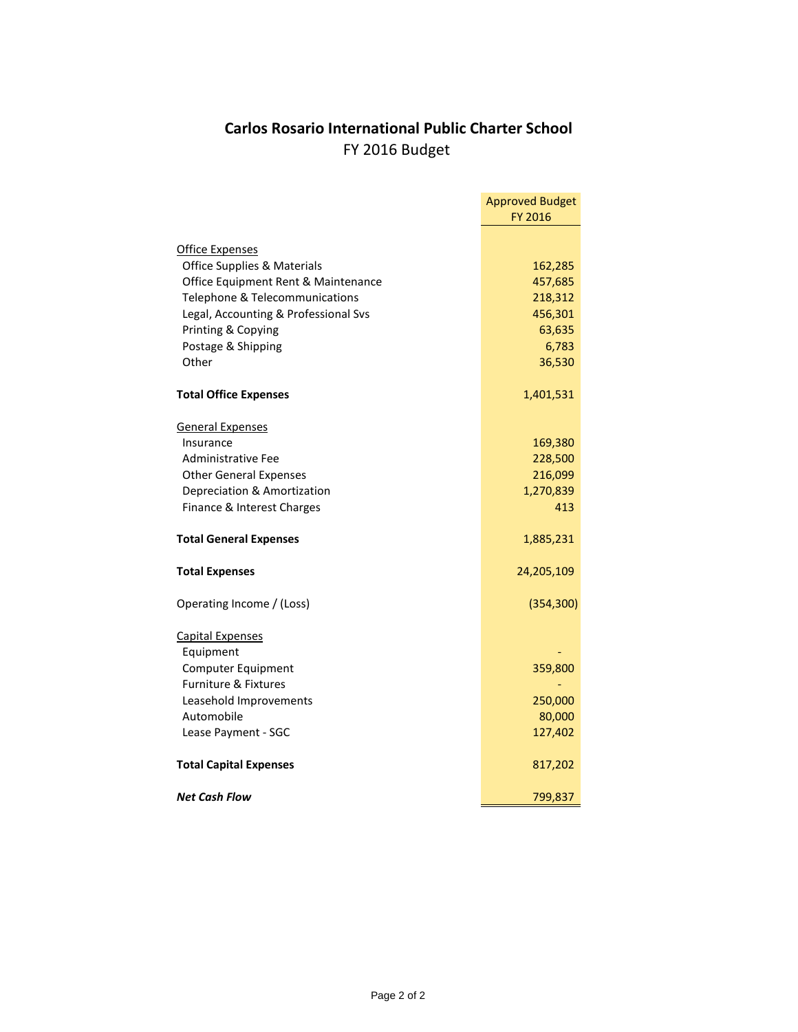# Carlos Rosario International Public Charter School

FY 2016 Budget

| | Approved Budget FY 2016 |
|---|---|
| Office Expenses | |
| Office Supplies & Materials | 162,285 |
| Office Equipment Rent & Maintenance | 457,685 |
| Telephone & Telecommunications | 218,312 |
| Legal, Accounting & Professional Svs | 456,301 |
| Printing & Copying | 63,635 |
| Postage & Shipping | 6,783 |
| Other | 36,530 |
| **Total Office Expenses** | 1,401,531 |
| General Expenses | |
| Insurance | 169,380 |
| Administrative Fee | 228,500 |
| Other General Expenses | 216,099 |
| Depreciation & Amortization | 1,270,839 |
| Finance & Interest Charges | 413 |
| **Total General Expenses** | 1,885,231 |
| **Total Expenses** | 24,205,109 |
| Operating Income / (Loss) | (354,300) |
| Capital Expenses | |
| Equipment | - |
| Computer Equipment | 359,800 |
| Furniture & Fixtures | - |
| Leasehold Improvements | 250,000 |
| Automobile | 80,000 |
| Lease Payment - SGC | 127,402 |
| **Total Capital Expenses** | 817,202 |
| ***Net Cash Flow*** | 799,837 |